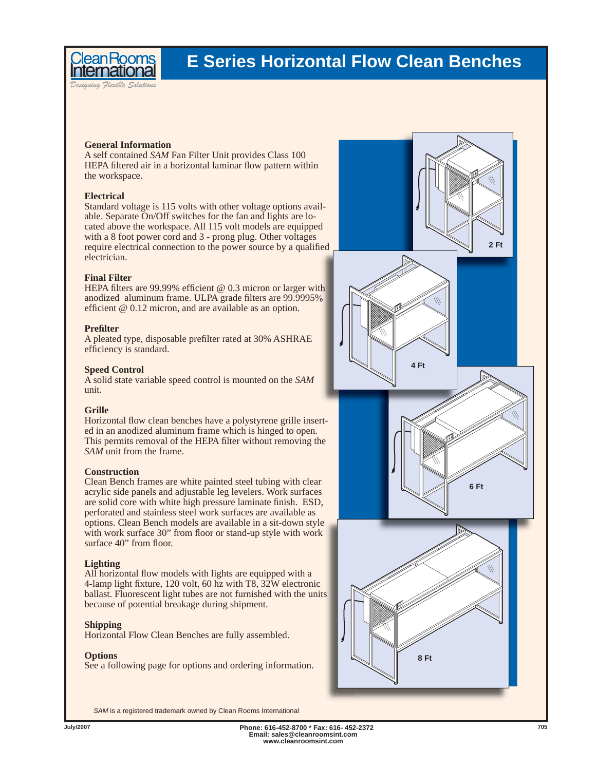# E Series Horizontal Flow Clean Benches

Clean Rooms International

*Designing Flexible Solutions*

### General Information

A self contained *SAM* Fan Filter Unit provides Class 100 HEPA filtered air in a horizontal laminar flow pattern within the workspace.

### Electrical

Standard voltage is 115 volts with other voltage options available. Separate On/Off switches for the fan and lights are located above the workspace. All 115 volt models are equipped with a 8 foot power cord and 3 - prong plug. Other voltages require electrical connection to the power source by a qualified electrician.

### Final Filter

HEPA filters are 99.99% efficient @ 0.3 micron or larger with anodized aluminum frame. ULPA grade filters are 99.9995% efficient @ 0.12 micron, and are available as an option.

### Prefilter

A pleated type, disposable prefilter rated at 30% ASHRAE efficiency is standard.

### Speed Control

A solid state variable speed control is mounted on the *SAM* unit.

### Grille

Horizontal flow clean benches have a polystyrene grille inserted in an anodized aluminum frame which is hinged to open. This permits removal of the HEPA filter without removing the *SAM* unit from the frame.

### Construction

Clean Bench frames are white painted steel tubing with clear acrylic side panels and adjustable leg levelers. Work surfaces are solid core with white high pressure laminate finish. ESD, perforated and stainless steel work surfaces are available as options. Clean Bench models are available in a sit-down style with work surface 30" from floor or stand-up style with work surface 40" from floor.

### Lighting

All horizontal flow models with lights are equipped with a 4-lamp light fixture, 120 volt, 60 hz with T8, 32W electronic ballast. Fluorescent light tubes are not furnished with the units because of potential breakage during shipment.

### Shipping

Horizontal Flow Clean Benches are fully assembled.

### Options

See a following page for options and ordering information.

2 Ft

4 Ft

6 Ft

8 Ft

*SAM* is a registered trademark owned by Clean Rooms International

July/2007

Phone: 616-452-8700 * Fax: 616- 452-2372
Email: sales@cleanroomsint.com
www.cleanroomsint.com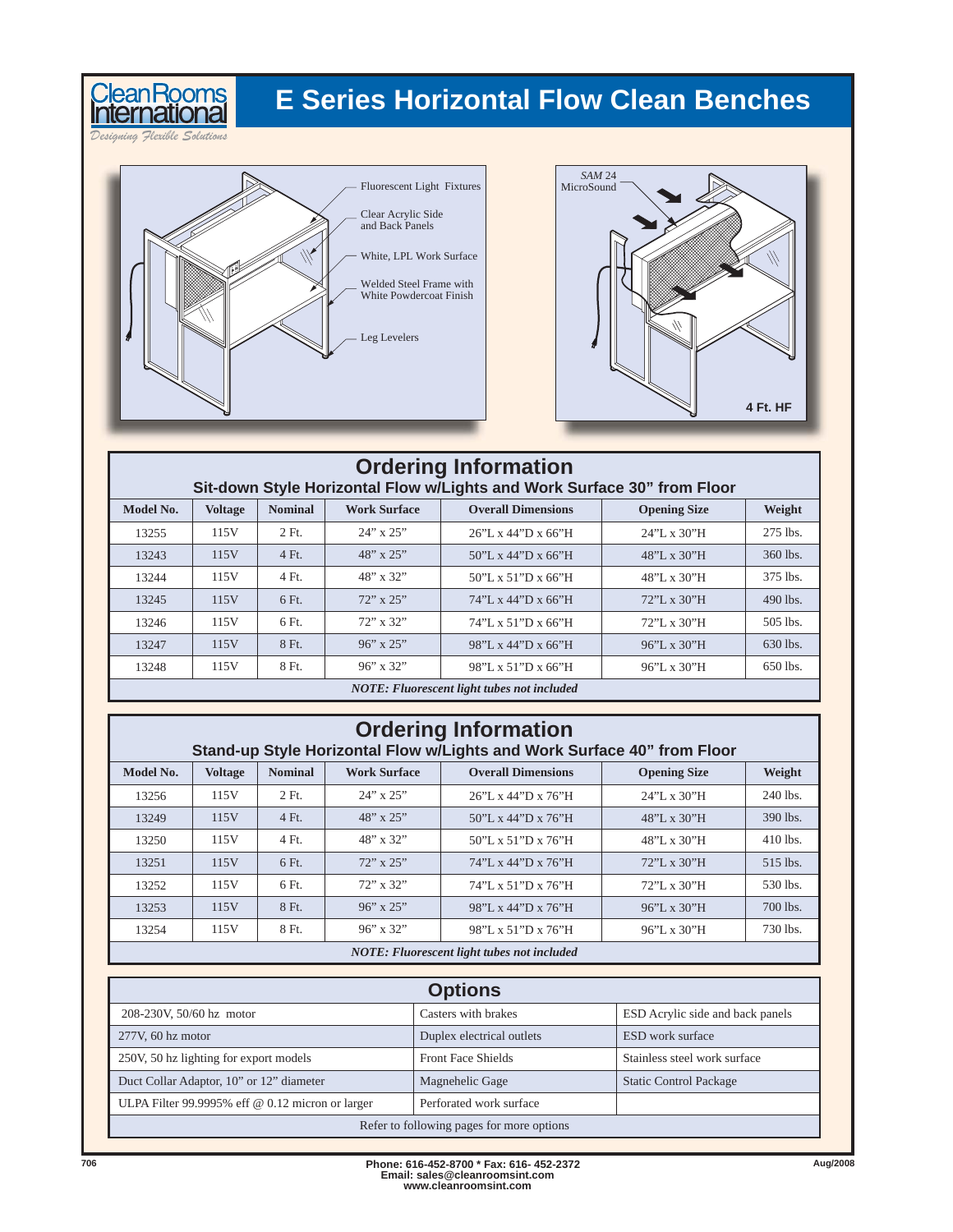# E Series Horizontal Flow Clean Benches

Fluorescent Light Fixtures

Clear Acrylic Side and Back Panels

White, LPL Work Surface

Welded Steel Frame with White Powdercoat Finish

Leg Levelers

*SAM* 24 MicroSound

4 Ft. HF

## Ordering Information

### Sit-down Style Horizontal Flow w/Lights and Work Surface 30" from Floor

| Model No. | Voltage | Nominal | Work Surface | Overall Dimensions | Opening Size | Weight |
|---|---|---|---|---|---|---|
| 13255 | 115V | 2 Ft. | 24" x 25" | 26"L x 44"D x 66"H | 24"L x 30"H | 275 lbs. |
| 13243 | 115V | 4 Ft. | 48" x 25" | 50"L x 44"D x 66"H | 48"L x 30"H | 360 lbs. |
| 13244 | 115V | 4 Ft. | 48" x 32" | 50"L x 51"D x 66"H | 48"L x 30"H | 375 lbs. |
| 13245 | 115V | 6 Ft. | 72" x 25" | 74"L x 44"D x 66"H | 72"L x 30"H | 490 lbs. |
| 13246 | 115V | 6 Ft. | 72" x 32" | 74"L x 51"D x 66"H | 72"L x 30"H | 505 lbs. |
| 13247 | 115V | 8 Ft. | 96" x 25" | 98"L x 44"D x 66"H | 96"L x 30"H | 630 lbs. |
| 13248 | 115V | 8 Ft. | 96" x 32" | 98"L x 51"D x 66"H | 96"L x 30"H | 650 lbs. |

***NOTE: Fluorescent light tubes not included***

## Ordering Information

### Stand-up Style Horizontal Flow w/Lights and Work Surface 40" from Floor

| Model No. | Voltage | Nominal | Work Surface | Overall Dimensions | Opening Size | Weight |
|---|---|---|---|---|---|---|
| 13256 | 115V | 2 Ft. | 24" x 25" | 26"L x 44"D x 76"H | 24"L x 30"H | 240 lbs. |
| 13249 | 115V | 4 Ft. | 48" x 25" | 50"L x 44"D x 76"H | 48"L x 30"H | 390 lbs. |
| 13250 | 115V | 4 Ft. | 48" x 32" | 50"L x 51"D x 76"H | 48"L x 30"H | 410 lbs. |
| 13251 | 115V | 6 Ft. | 72" x 25" | 74"L x 44"D x 76"H | 72"L x 30"H | 515 lbs. |
| 13252 | 115V | 6 Ft. | 72" x 32" | 74"L x 51"D x 76"H | 72"L x 30"H | 530 lbs. |
| 13253 | 115V | 8 Ft. | 96" x 25" | 98"L x 44"D x 76"H | 96"L x 30"H | 700 lbs. |
| 13254 | 115V | 8 Ft. | 96" x 32" | 98"L x 51"D x 76"H | 96"L x 30"H | 730 lbs. |

***NOTE: Fluorescent light tubes not included***

## Options

| | | |
|---|---|---|
| 208-230V, 50/60 hz motor | Casters with brakes | ESD Acrylic side and back panels |
| 277V, 60 hz motor | Duplex electrical outlets | ESD work surface |
| 250V, 50 hz lighting for export models | Front Face Shields | Stainless steel work surface |
| Duct Collar Adaptor, 10" or 12" diameter | Magnehelic Gage | Static Control Package |
| ULPA Filter 99.9995% eff @ 0.12 micron or larger | Perforated work surface | |

Refer to following pages for more options

Phone: 616-452-8700 * Fax: 616- 452-2372
Email: sales@cleanroomsint.com
www.cleanroomsint.com